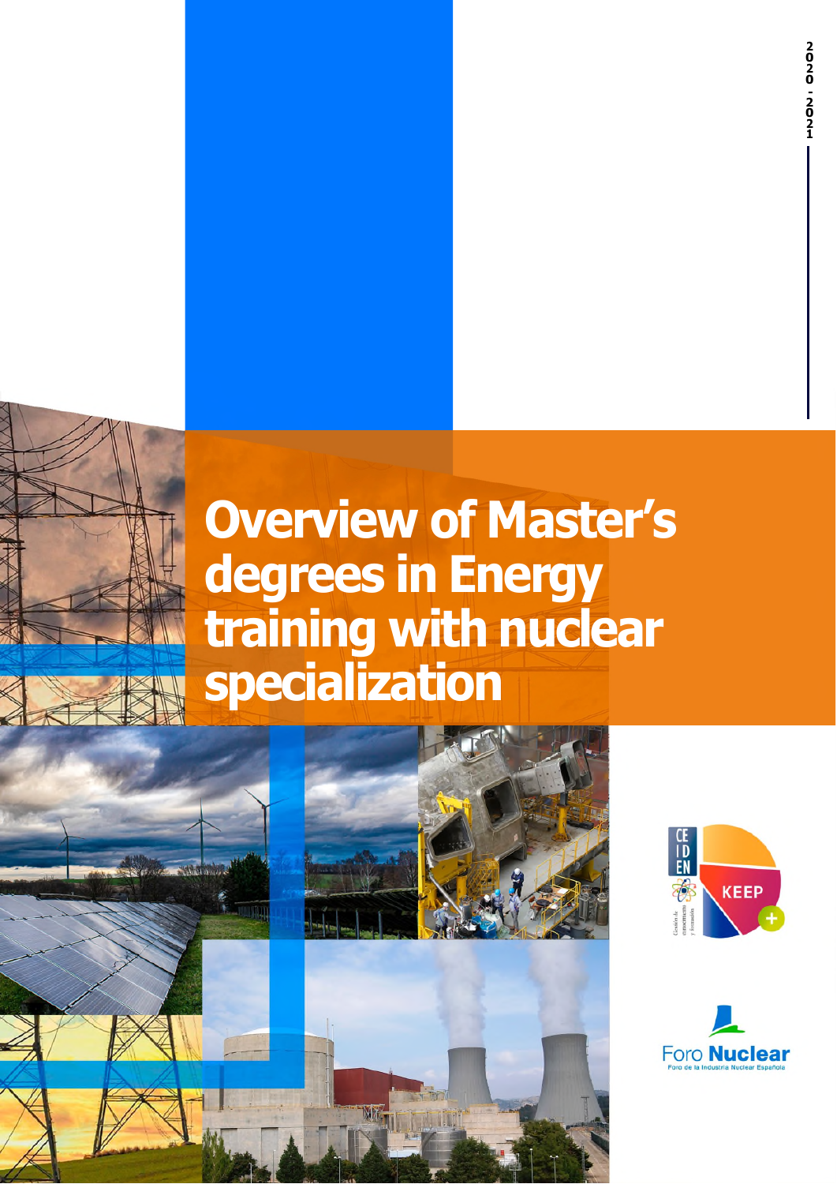2020 - 2021

# Overview of Master's degrees in Energy training with nuclear specialization

CEIDEN

KEEP

Foro Nuclear

Foro de la Industria Nuclear Española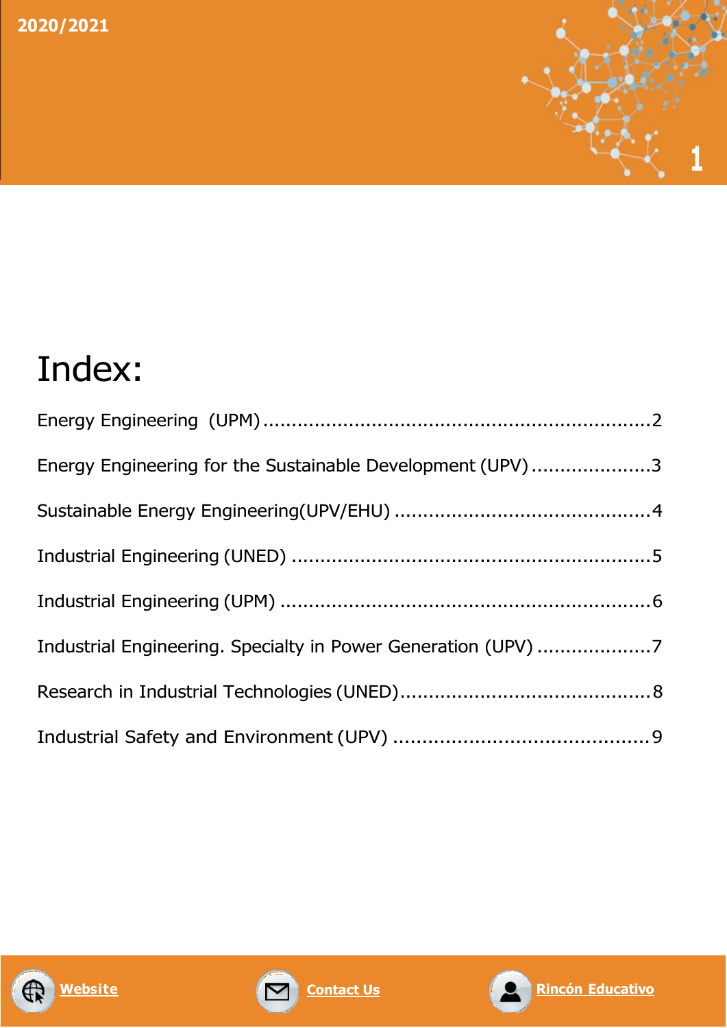2020/2021

# Index:

Energy Engineering (UPM) ....................................................................2

Energy Engineering for the Sustainable Development (UPV) .....................3

Sustainable Energy Engineering(UPV/EHU) .............................................4

Industrial Engineering (UNED) ...............................................................5

Industrial Engineering (UPM) .................................................................6

Industrial Engineering. Specialty in Power Generation (UPV) ....................7

Research in Industrial Technologies (UNED)............................................8

Industrial Safety and Environment (UPV) ...............................................9

Website Contact Us Rincón Educativo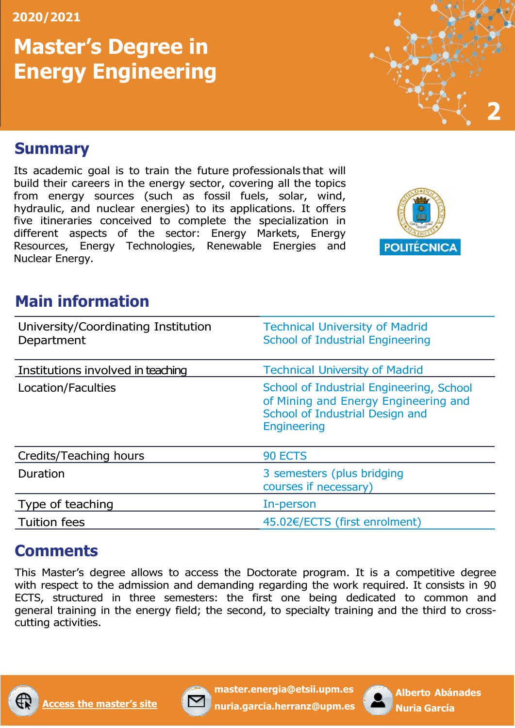2020/2021

# Master's Degree in Energy Engineering

## Summary

Its academic goal is to train the future professionals that will build their careers in the energy sector, covering all the topics from energy sources (such as fossil fuels, solar, wind, hydraulic, and nuclear energies) to its applications. It offers five itineraries conceived to complete the specialization in different aspects of the sector: Energy Markets, Energy Resources, Energy Technologies, Renewable Energies and Nuclear Energy.

## Main information

| | |
|---|---|
| University/Coordinating Institution<br>Department | Technical University of Madrid<br>School of Industrial Engineering |
| Institutions involved in teaching | Technical University of Madrid |
| Location/Faculties | School of Industrial Engineering, School of Mining and Energy Engineering and School of Industrial Design and Engineering |
| Credits/Teaching hours | 90 ECTS |
| Duration | 3 semesters (plus bridging courses if necessary) |
| Type of teaching | In-person |
| Tuition fees | 45.02€/ECTS (first enrolment) |

## Comments

This Master's degree allows to access the Doctorate program. It is a competitive degree with respect to the admission and demanding regarding the work required. It consists in 90 ECTS, structured in three semesters: the first one being dedicated to common and general training in the energy field; the second, to specialty training and the third to cross-cutting activities.

Access the master's site

master.energia@etsii.upm.es
nuria.garcia.herranz@upm.es

Alberto Abánades
Nuria García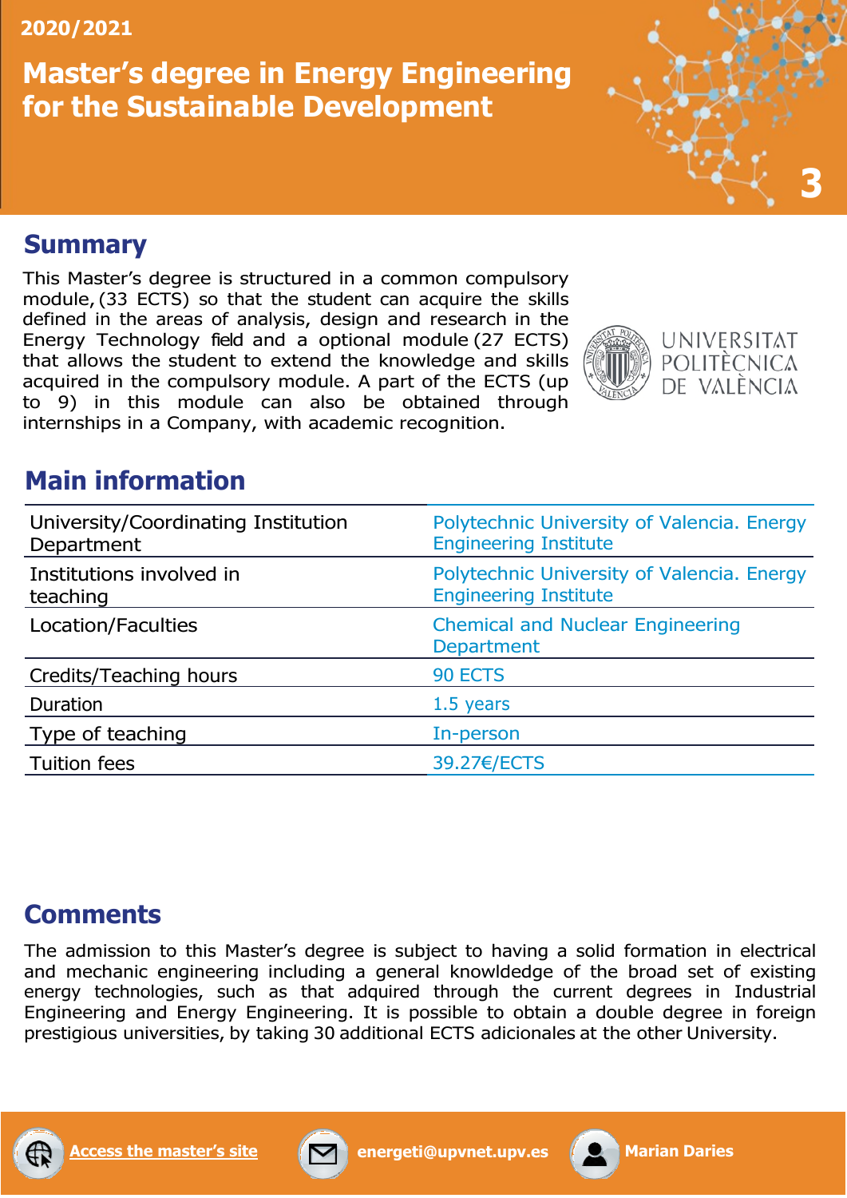2020/2021

# Master's degree in Energy Engineering for the Sustainable Development

## Summary

This Master's degree is structured in a common compulsory module, (33 ECTS) so that the student can acquire the skills defined in the areas of analysis, design and research in the Energy Technology field and a optional module (27 ECTS) that allows the student to extend the knowledge and skills acquired in the compulsory module. A part of the ECTS (up to 9) in this module can also be obtained through internships in a Company, with academic recognition.

UNIVERSITAT POLITÈCNICA DE VALÈNCIA

## Main information

| | |
|---|---|
| University/Coordinating Institution Department | Polytechnic University of Valencia. Energy Engineering Institute |
| Institutions involved in teaching | Polytechnic University of Valencia. Energy Engineering Institute |
| Location/Faculties | Chemical and Nuclear Engineering Department |
| Credits/Teaching hours | 90 ECTS |
| Duration | 1.5 years |
| Type of teaching | In-person |
| Tuition fees | 39.27€/ECTS |

## Comments

The admission to this Master's degree is subject to having a solid formation in electrical and mechanic engineering including a general knowldedge of the broad set of existing energy technologies, such as that adquired through the current degrees in Industrial Engineering and Energy Engineering. It is possible to obtain a double degree in foreign prestigious universities, by taking 30 additional ECTS adicionales at the other University.

Access the master's site | energeti@upvnet.upv.es | Marian Daries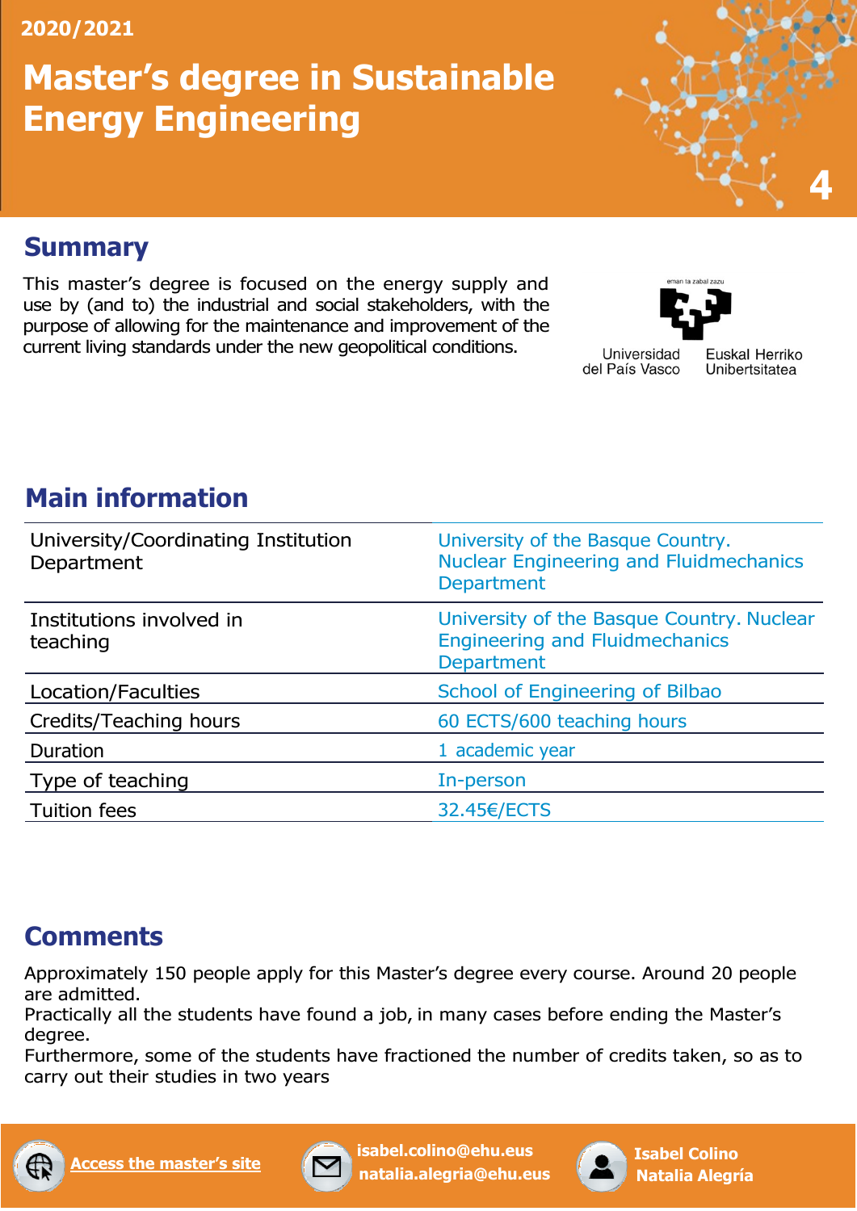2020/2021

# Master's degree in Sustainable Energy Engineering

## Summary

This master's degree is focused on the energy supply and use by (and to) the industrial and social stakeholders, with the purpose of allowing for the maintenance and improvement of the current living standards under the new geopolitical conditions.

eman ta zabal zazu

Universidad del País Vasco — Euskal Herriko Unibertsitatea

## Main information

| | |
|---|---|
| University/Coordinating Institution Department | University of the Basque Country. Nuclear Engineering and Fluidmechanics Department |
| Institutions involved in teaching | University of the Basque Country. Nuclear Engineering and Fluidmechanics Department |
| Location/Faculties | School of Engineering of Bilbao |
| Credits/Teaching hours | 60 ECTS/600 teaching hours |
| Duration | 1 academic year |
| Type of teaching | In-person |
| Tuition fees | 32.45€/ECTS |

## Comments

Approximately 150 people apply for this Master's degree every course. Around 20 people are admitted.
Practically all the students have found a job, in many cases before ending the Master's degree.
Furthermore, some of the students have fractioned the number of credits taken, so as to carry out their studies in two years

Access the master's site

isabel.colino@ehu.eus
natalia.alegria@ehu.eus

Isabel Colino
Natalia Alegría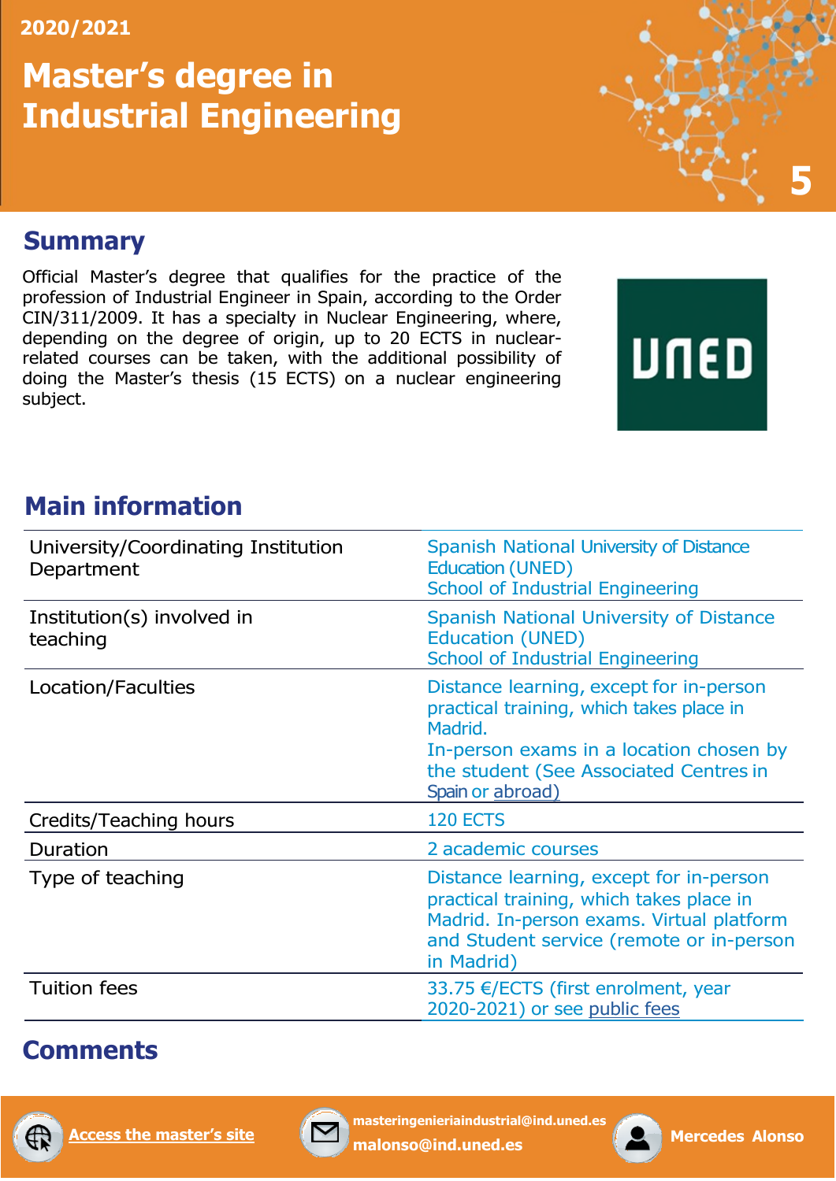2020/2021

# Master's degree in Industrial Engineering

## Summary

Official Master's degree that qualifies for the practice of the profession of Industrial Engineer in Spain, according to the Order CIN/311/2009. It has a specialty in Nuclear Engineering, where, depending on the degree of origin, up to 20 ECTS in nuclear-related courses can be taken, with the additional possibility of doing the Master's thesis (15 ECTS) on a nuclear engineering subject.

UNED

## Main information

| | |
|---|---|
| University/Coordinating Institution<br>Department | Spanish National University of Distance Education (UNED)<br>School of Industrial Engineering |
| Institution(s) involved in teaching | Spanish National University of Distance Education (UNED)<br>School of Industrial Engineering |
| Location/Faculties | Distance learning, except for in-person practical training, which takes place in Madrid.<br>In-person exams in a location chosen by the student (See Associated Centres in Spain or abroad) |
| Credits/Teaching hours | 120 ECTS |
| Duration | 2 academic courses |
| Type of teaching | Distance learning, except for in-person practical training, which takes place in Madrid. In-person exams. Virtual platform and Student service (remote or in-person in Madrid) |
| Tuition fees | 33.75 €/ECTS (first enrolment, year 2020-2021) or see public fees |

## Comments

Access the master's site

masteringenieriaindustrial@ind.uned.es
malonso@ind.uned.es

Mercedes Alonso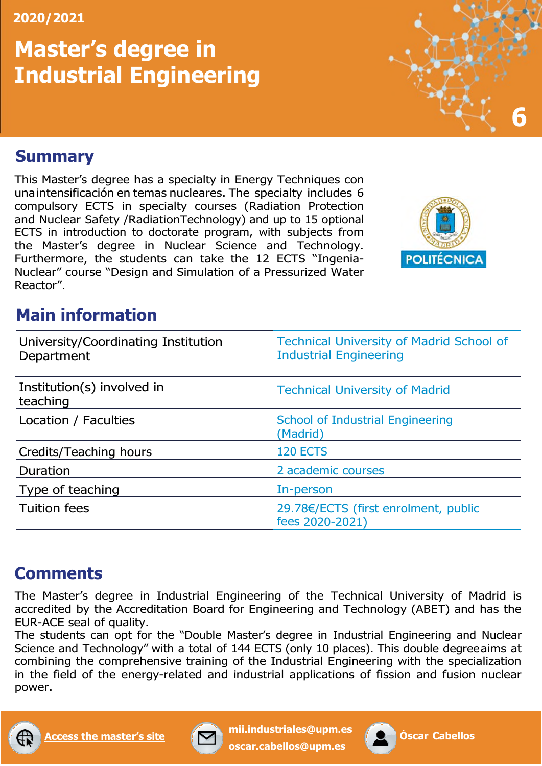2020/2021

# Master's degree in Industrial Engineering

6

## Summary

This Master's degree has a specialty in Energy Techniques con una intensificación en temas nucleares. The specialty includes 6 compulsory ECTS in specialty courses (Radiation Protection and Nuclear Safety /RadiationTechnology) and up to 15 optional ECTS in introduction to doctorate program, with subjects from the Master's degree in Nuclear Science and Technology. Furthermore, the students can take the 12 ECTS "Ingenia-Nuclear" course "Design and Simulation of a Pressurized Water Reactor".

POLITÉCNICA

## Main information

| | |
|---|---|
| University/Coordinating Institution Department | Technical University of Madrid School of Industrial Engineering |
| Institution(s) involved in teaching | Technical University of Madrid |
| Location / Faculties | School of Industrial Engineering (Madrid) |
| Credits/Teaching hours | 120 ECTS |
| Duration | 2 academic courses |
| Type of teaching | In-person |
| Tuition fees | 29.78€/ECTS (first enrolment, public fees 2020-2021) |

## Comments

The Master's degree in Industrial Engineering of the Technical University of Madrid is accredited by the Accreditation Board for Engineering and Technology (ABET) and has the EUR-ACE seal of quality.

The students can opt for the "Double Master's degree in Industrial Engineering and Nuclear Science and Technology" with a total of 144 ECTS (only 10 places). This double degree aims at combining the comprehensive training of the Industrial Engineering with the specialization in the field of the energy-related and industrial applications of fission and fusion nuclear power.

Access the master's site

mii.industriales@upm.es
oscar.cabellos@upm.es

Óscar Cabellos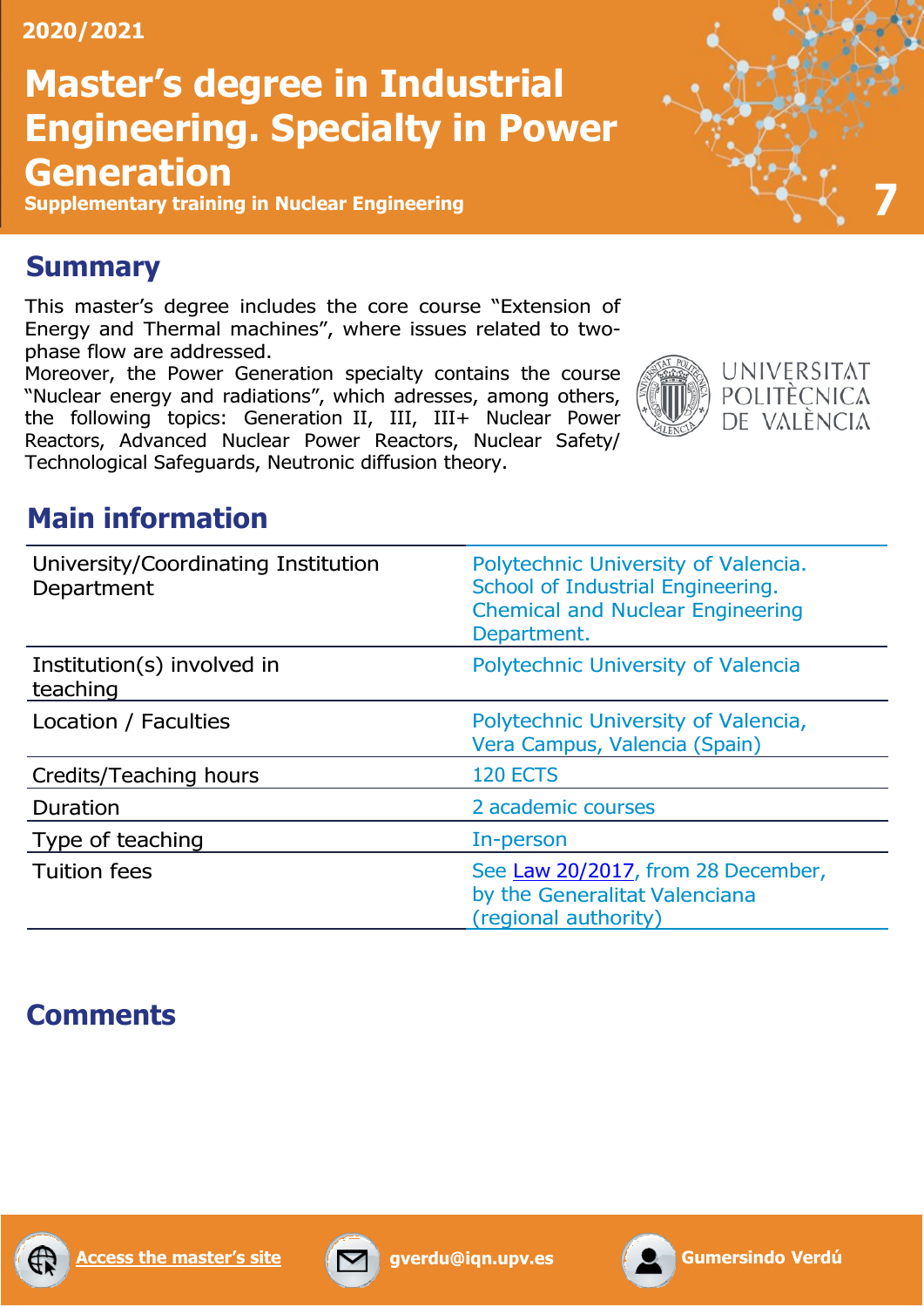2020/2021

# Master's degree in Industrial Engineering. Specialty in Power Generation

**Supplementary training in Nuclear Engineering**

## Summary

This master's degree includes the core course "Extension of Energy and Thermal machines", where issues related to two-phase flow are addressed.
Moreover, the Power Generation specialty contains the course "Nuclear energy and radiations", which adresses, among others, the following topics: Generation II, III, III+ Nuclear Power Reactors, Advanced Nuclear Power Reactors, Nuclear Safety/ Technological Safeguards, Neutronic diffusion theory.

UNIVERSITAT POLITÈCNICA DE VALÈNCIA

## Main information

| | |
|---|---|
| University/Coordinating Institution Department | Polytechnic University of Valencia. School of Industrial Engineering. Chemical and Nuclear Engineering Department. |
| Institution(s) involved in teaching | Polytechnic University of Valencia |
| Location / Faculties | Polytechnic University of Valencia, Vera Campus, Valencia (Spain) |
| Credits/Teaching hours | 120 ECTS |
| Duration | 2 academic courses |
| Type of teaching | In-person |
| Tuition fees | See Law 20/2017, from 28 December, by the Generalitat Valenciana (regional authority) |

## Comments

Access the master's site

gverdu@iqn.upv.es

Gumersindo Verdú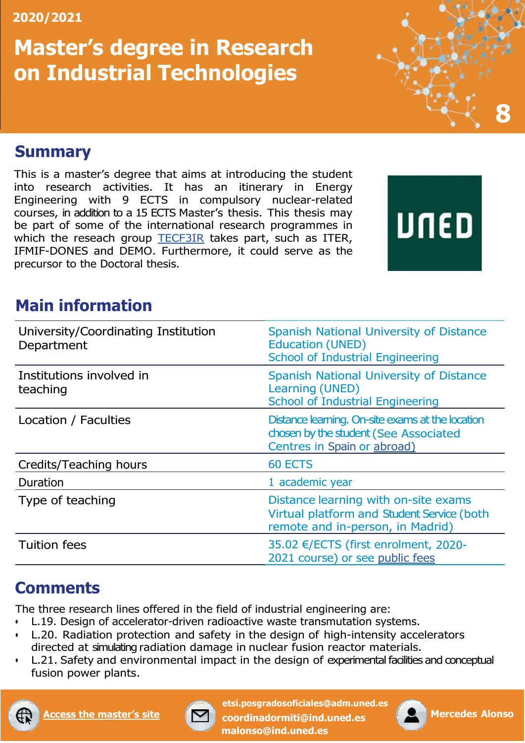2020/2021

# Master's degree in Research on Industrial Technologies

8

## Summary

This is a master's degree that aims at introducing the student into research activities. It has an itinerary in Energy Engineering with 9 ECTS in compulsory nuclear-related courses, in addition to a 15 ECTS Master's thesis. This thesis may be part of some of the international research programmes in which the reseach group TECF3IR takes part, such as ITER, IFMIF-DONES and DEMO. Furthermore, it could serve as the precursor to the Doctoral thesis.

UNED

## Main information

| | |
|---|---|
| University/Coordinating Institution Department | Spanish National University of Distance Education (UNED) School of Industrial Engineering |
| Institutions involved in teaching | Spanish National University of Distance Learning (UNED) School of Industrial Engineering |
| Location / Faculties | Distance learning. On-site exams at the location chosen by the student (See Associated Centres in Spain or abroad) |
| Credits/Teaching hours | 60 ECTS |
| Duration | 1 academic year |
| Type of teaching | Distance learning with on-site exams Virtual platform and Student Service (both remote and in-person, in Madrid) |
| Tuition fees | 35.02 €/ECTS (first enrolment, 2020-2021 course) or see public fees |

## Comments

The three research lines offered in the field of industrial engineering are:

- L.19. Design of accelerator-driven radioactive waste transmutation systems.
- L.20. Radiation protection and safety in the design of high-intensity accelerators directed at simulating radiation damage in nuclear fusion reactor materials.
- L.21. Safety and environmental impact in the design of experimental facilities and conceptual fusion power plants.

Access the master's site

etsi.posgradosoficiales@adm.uned.es
coordinadormiti@ind.uned.es
malonso@ind.uned.es

Mercedes Alonso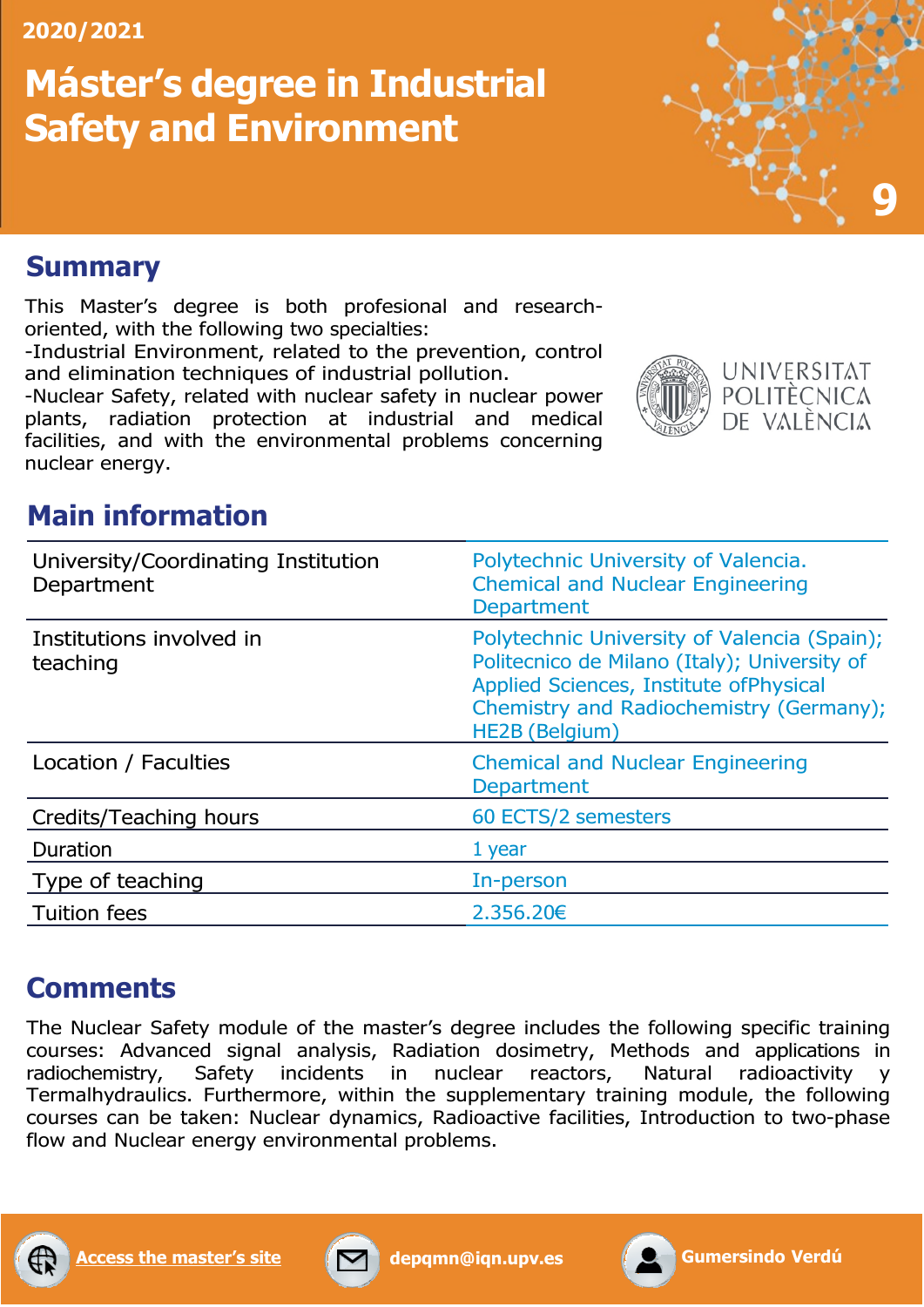2020/2021

# Máster's degree in Industrial Safety and Environment

## Summary

This Master's degree is both profesional and research-oriented, with the following two specialties:
-Industrial Environment, related to the prevention, control and elimination techniques of industrial pollution.
-Nuclear Safety, related with nuclear safety in nuclear power plants, radiation protection at industrial and medical facilities, and with the environmental problems concerning nuclear energy.

UNIVERSITAT POLITÈCNICA DE VALÈNCIA

## Main information

| | |
|---|---|
| University/Coordinating Institution Department | Polytechnic University of Valencia. Chemical and Nuclear Engineering Department |
| Institutions involved in teaching | Polytechnic University of Valencia (Spain); Politecnico de Milano (Italy); University of Applied Sciences, Institute ofPhysical Chemistry and Radiochemistry (Germany); HE2B (Belgium) |
| Location / Faculties | Chemical and Nuclear Engineering Department |
| Credits/Teaching hours | 60 ECTS/2 semesters |
| Duration | 1 year |
| Type of teaching | In-person |
| Tuition fees | 2.356.20€ |

## Comments

The Nuclear Safety module of the master's degree includes the following specific training courses: Advanced signal analysis, Radiation dosimetry, Methods and applications in radiochemistry, Safety incidents in nuclear reactors, Natural radioactivity y Termalhydraulics. Furthermore, within the supplementary training module, the following courses can be taken: Nuclear dynamics, Radioactive facilities, Introduction to two-phase flow and Nuclear energy environmental problems.

Access the master's site | depqmn@iqn.upv.es | Gumersindo Verdú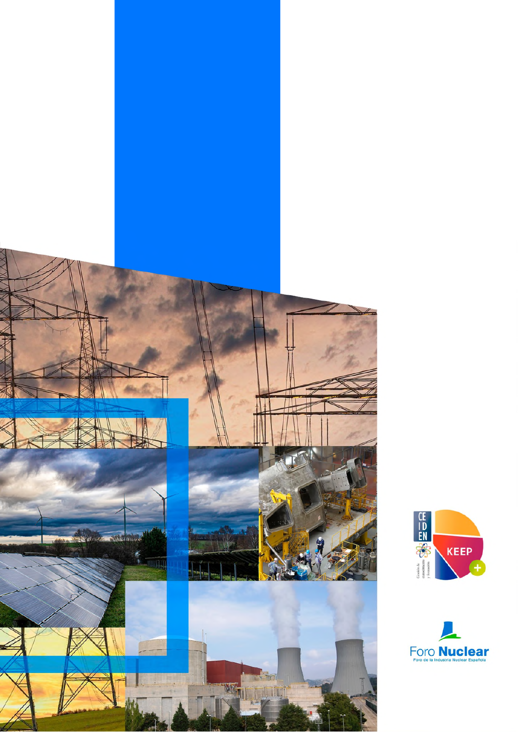CE
ID
EN

Gestión de conocimiento y formación

KEEP

Foro Nuclear

Foro de la Industria Nuclear Española